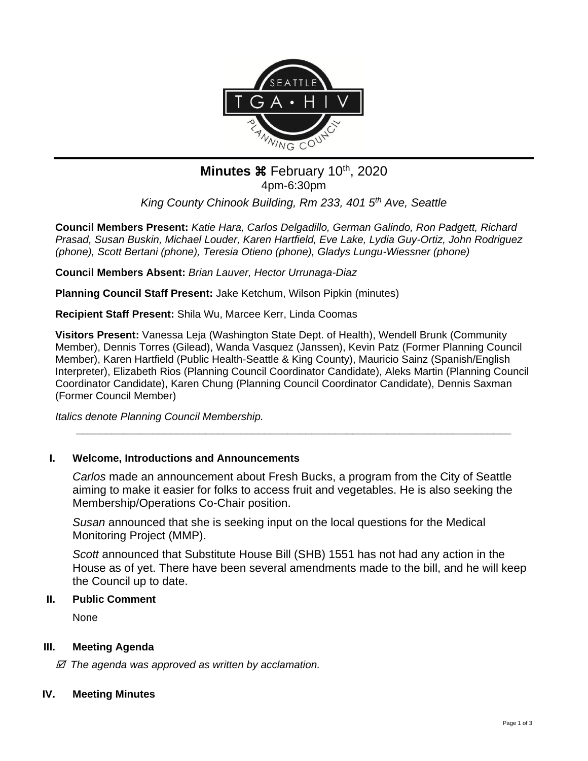# Minutes ⌘ February 10th, 2020

4pm-6:30pm

*King County Chinook Building, Rm 233, 401 5th Ave, Seattle*

**Council Members Present:** *Katie Hara, Carlos Delgadillo, German Galindo, Ron Padgett, Richard Prasad, Susan Buskin, Michael Louder, Karen Hartfield, Eve Lake, Lydia Guy-Ortiz, John Rodriguez (phone), Scott Bertani (phone), Teresia Otieno (phone), Gladys Lungu-Wiessner (phone)*

**Council Members Absent:** *Brian Lauver, Hector Urrunaga-Diaz*

**Planning Council Staff Present:** Jake Ketchum, Wilson Pipkin (minutes)

**Recipient Staff Present:** Shila Wu, Marcee Kerr, Linda Coomas

**Visitors Present:** Vanessa Leja (Washington State Dept. of Health), Wendell Brunk (Community Member), Dennis Torres (Gilead), Wanda Vasquez (Janssen), Kevin Patz (Former Planning Council Member), Karen Hartfield (Public Health-Seattle & King County), Mauricio Sainz (Spanish/English Interpreter), Elizabeth Rios (Planning Council Coordinator Candidate), Aleks Martin (Planning Council Coordinator Candidate), Karen Chung (Planning Council Coordinator Candidate), Dennis Saxman (Former Council Member)

*Italics denote Planning Council Membership.*

---

## I. Welcome, Introductions and Announcements

*Carlos* made an announcement about Fresh Bucks, a program from the City of Seattle aiming to make it easier for folks to access fruit and vegetables. He is also seeking the Membership/Operations Co-Chair position.

*Susan* announced that she is seeking input on the local questions for the Medical Monitoring Project (MMP).

*Scott* announced that Substitute House Bill (SHB) 1551 has not had any action in the House as of yet. There have been several amendments made to the bill, and he will keep the Council up to date.

## II. Public Comment

None

## III. Meeting Agenda

☑ *The agenda was approved as written by acclamation.*

## IV. Meeting Minutes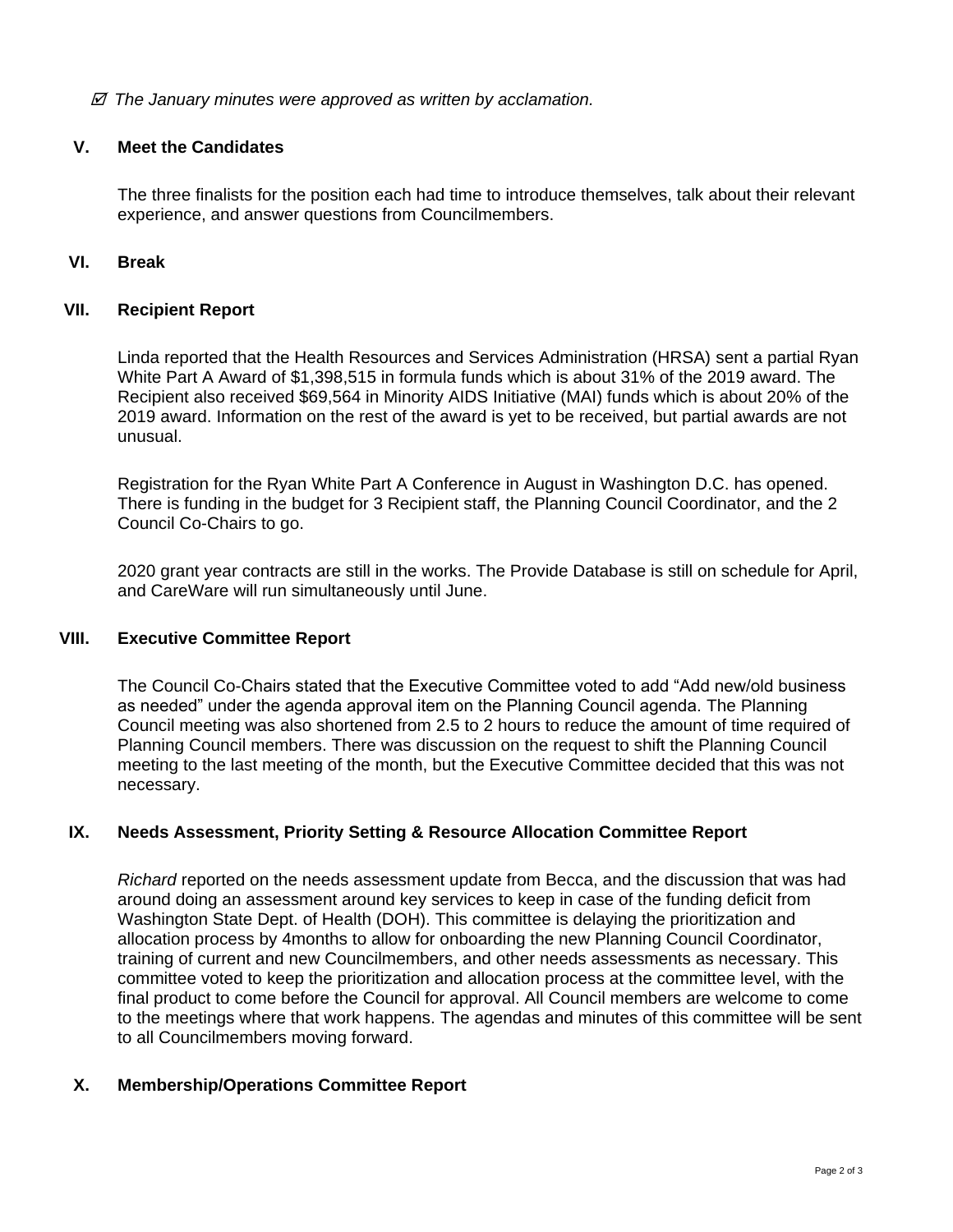☑ *The January minutes were approved as written by acclamation.*

## V. Meet the Candidates

The three finalists for the position each had time to introduce themselves, talk about their relevant experience, and answer questions from Councilmembers.

## VI. Break

## VII. Recipient Report

Linda reported that the Health Resources and Services Administration (HRSA) sent a partial Ryan White Part A Award of $1,398,515 in formula funds which is about 31% of the 2019 award. The Recipient also received $69,564 in Minority AIDS Initiative (MAI) funds which is about 20% of the 2019 award. Information on the rest of the award is yet to be received, but partial awards are not unusual.

Registration for the Ryan White Part A Conference in August in Washington D.C. has opened. There is funding in the budget for 3 Recipient staff, the Planning Council Coordinator, and the 2 Council Co-Chairs to go.

2020 grant year contracts are still in the works. The Provide Database is still on schedule for April, and CareWare will run simultaneously until June.

## VIII. Executive Committee Report

The Council Co-Chairs stated that the Executive Committee voted to add "Add new/old business as needed" under the agenda approval item on the Planning Council agenda. The Planning Council meeting was also shortened from 2.5 to 2 hours to reduce the amount of time required of Planning Council members. There was discussion on the request to shift the Planning Council meeting to the last meeting of the month, but the Executive Committee decided that this was not necessary.

## IX. Needs Assessment, Priority Setting & Resource Allocation Committee Report

*Richard* reported on the needs assessment update from Becca, and the discussion that was had around doing an assessment around key services to keep in case of the funding deficit from Washington State Dept. of Health (DOH). This committee is delaying the prioritization and allocation process by 4months to allow for onboarding the new Planning Council Coordinator, training of current and new Councilmembers, and other needs assessments as necessary. This committee voted to keep the prioritization and allocation process at the committee level, with the final product to come before the Council for approval. All Council members are welcome to come to the meetings where that work happens. The agendas and minutes of this committee will be sent to all Councilmembers moving forward.

## X. Membership/Operations Committee Report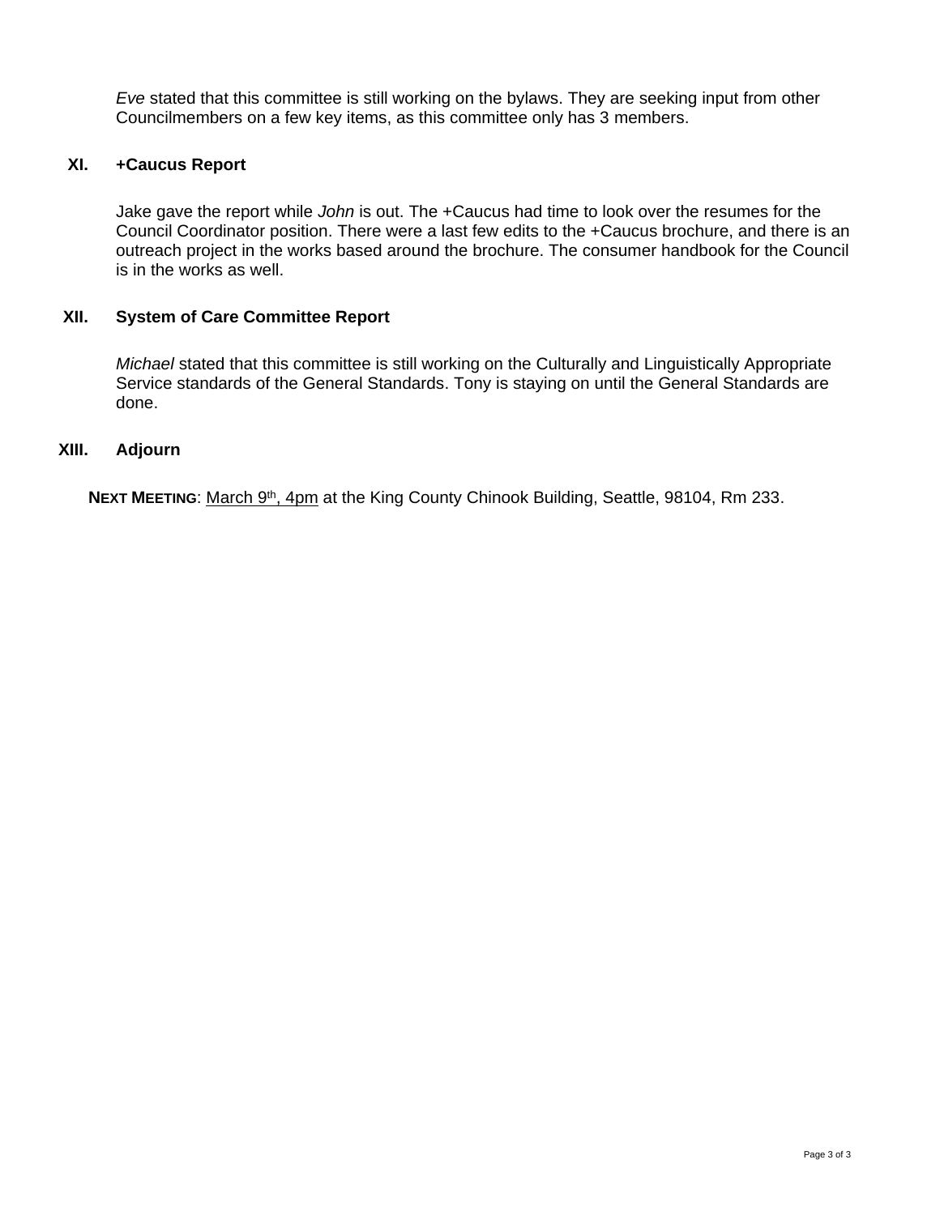*Eve* stated that this committee is still working on the bylaws. They are seeking input from other Councilmembers on a few key items, as this committee only has 3 members.

## XI. +Caucus Report

Jake gave the report while *John* is out. The +Caucus had time to look over the resumes for the Council Coordinator position. There were a last few edits to the +Caucus brochure, and there is an outreach project in the works based around the brochure. The consumer handbook for the Council is in the works as well.

## XII. System of Care Committee Report

*Michael* stated that this committee is still working on the Culturally and Linguistically Appropriate Service standards of the General Standards. Tony is staying on until the General Standards are done.

## XIII. Adjourn

**NEXT MEETING**: March 9th, 4pm at the King County Chinook Building, Seattle, 98104, Rm 233.